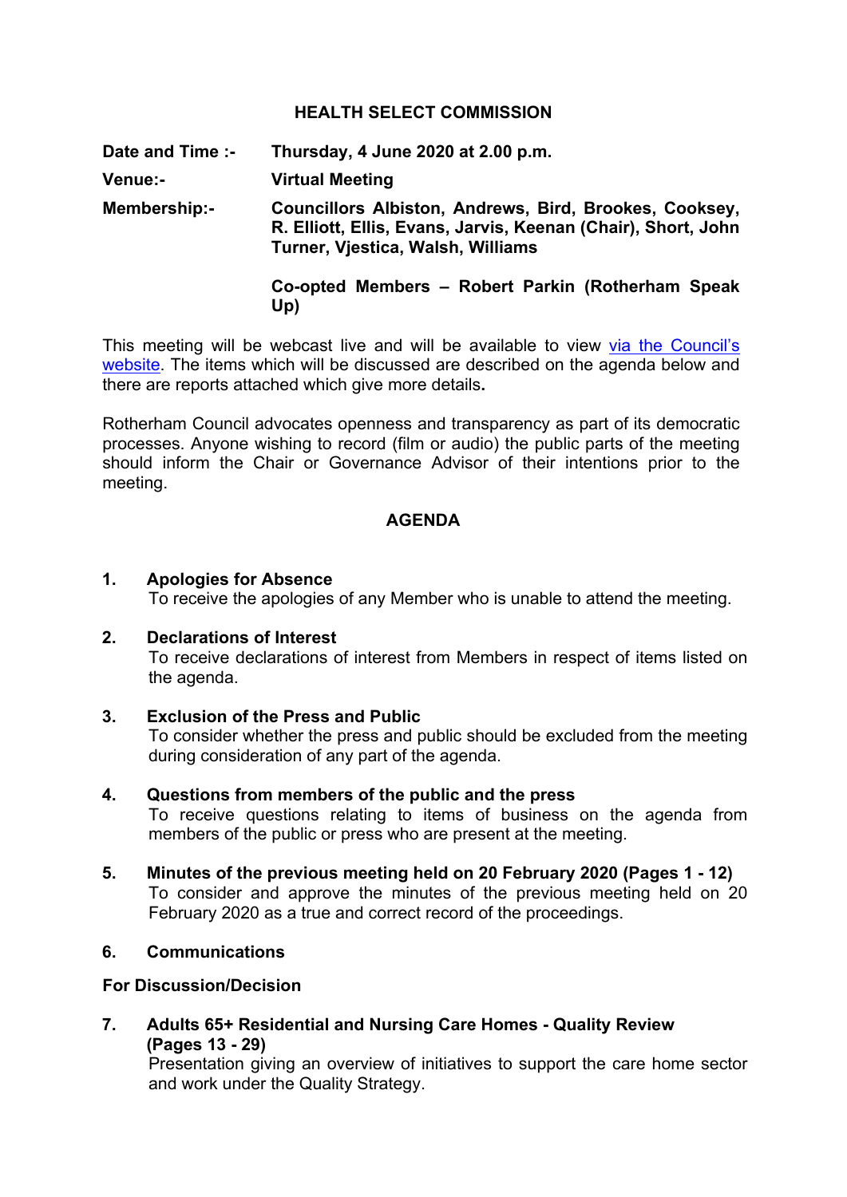# HEALTH SELECT COMMISSION

**Date and Time :-** **Thursday, 4 June 2020 at 2.00 p.m.**

**Venue:-** **Virtual Meeting**

**Membership:-** **Councillors Albiston, Andrews, Bird, Brookes, Cooksey, R. Elliott, Ellis, Evans, Jarvis, Keenan (Chair), Short, John Turner, Vjestica, Walsh, Williams**

**Co-opted Members – Robert Parkin (Rotherham Speak Up)**

This meeting will be webcast live and will be available to view via the Council's website. The items which will be discussed are described on the agenda below and there are reports attached which give more details**.**

Rotherham Council advocates openness and transparency as part of its democratic processes. Anyone wishing to record (film or audio) the public parts of the meeting should inform the Chair or Governance Advisor of their intentions prior to the meeting.

## AGENDA

1. **Apologies for Absence**
   To receive the apologies of any Member who is unable to attend the meeting.

2. **Declarations of Interest**
   To receive declarations of interest from Members in respect of items listed on the agenda.

3. **Exclusion of the Press and Public**
   To consider whether the press and public should be excluded from the meeting during consideration of any part of the agenda.

4. **Questions from members of the public and the press**
   To receive questions relating to items of business on the agenda from members of the public or press who are present at the meeting.

5. **Minutes of the previous meeting held on 20 February 2020 (Pages 1 - 12)**
   To consider and approve the minutes of the previous meeting held on 20 February 2020 as a true and correct record of the proceedings.

6. **Communications**

**For Discussion/Decision**

7. **Adults 65+ Residential and Nursing Care Homes - Quality Review (Pages 13 - 29)**
   Presentation giving an overview of initiatives to support the care home sector and work under the Quality Strategy.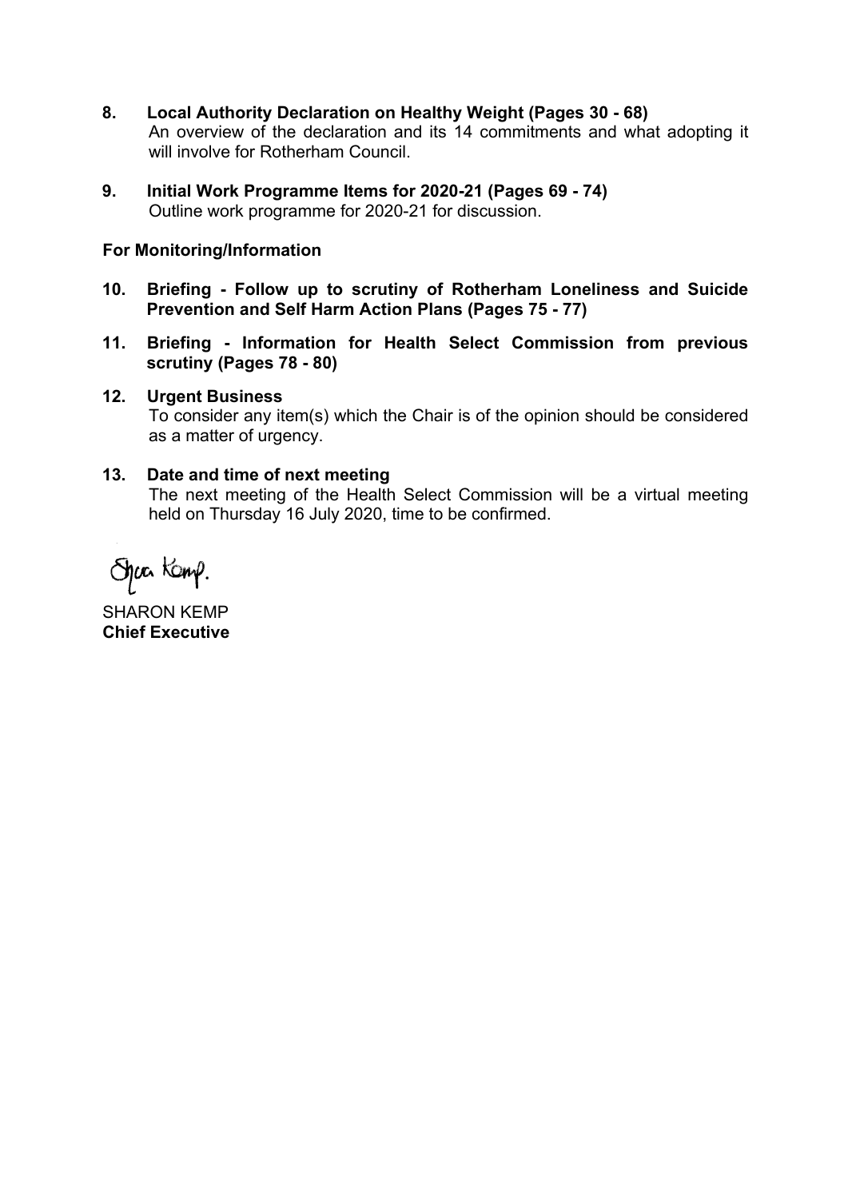**8. Local Authority Declaration on Healthy Weight (Pages 30 - 68)**

An overview of the declaration and its 14 commitments and what adopting it will involve for Rotherham Council.

**9. Initial Work Programme Items for 2020-21 (Pages 69 - 74)**

Outline work programme for 2020-21 for discussion.

**For Monitoring/Information**

**10. Briefing - Follow up to scrutiny of Rotherham Loneliness and Suicide Prevention and Self Harm Action Plans (Pages 75 - 77)**

**11. Briefing - Information for Health Select Commission from previous scrutiny (Pages 78 - 80)**

**12. Urgent Business**

To consider any item(s) which the Chair is of the opinion should be considered as a matter of urgency.

**13. Date and time of next meeting**

The next meeting of the Health Select Commission will be a virtual meeting held on Thursday 16 July 2020, time to be confirmed.

Sharon Kemp.

SHARON KEMP
**Chief Executive**